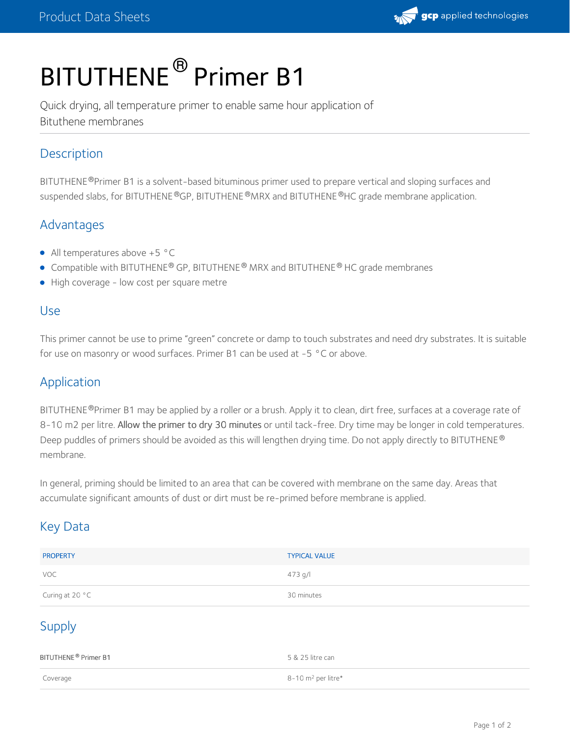# BITUTHENE® Primer B1

Quick drying, all temperature primer to enable same hour application of Bituthene membranes

## Description

BITUTHENE® Primer B1 is a solvent-based bituminous primer used to prepare vertical and sloping surfaces and suspended slabs, for BITUTHENE® GP, BITUTHENE® MRX and BITUTHENE® HC grade membrane application.

## Advantages

- All temperatures above +5 °C
- Compatible with BITUTHENE® GP, BITUTHENE® MRX and BITUTHENE® HC grade membranes
- High coverage - low cost per square metre

## Use

This primer cannot be use to prime "green" concrete or damp to touch substrates and need dry substrates. It is suitable for use on masonry or wood surfaces. Primer B1 can be used at -5 °C or above.

## Application

BITUTHENE® Primer B1 may be applied by a roller or a brush. Apply it to clean, dirt free, surfaces at a coverage rate of 8-10 m2 per litre. Allow the primer to dry 30 minutes or until tack-free. Dry time may be longer in cold temperatures. Deep puddles of primers should be avoided as this will lengthen drying time. Do not apply directly to BITUTHENE® membrane.

In general, priming should be limited to an area that can be covered with membrane on the same day. Areas that accumulate significant amounts of dust or dirt must be re-primed before membrane is applied.

## Key Data

| PROPERTY | TYPICAL VALUE |
|---|---|
| VOC | 473 g/l |
| Curing at 20 °C | 30 minutes |

## Supply

| | |
|---|---|
| BITUTHENE® Primer B1 | 5 & 25 litre can |
| Coverage | 8-10 $m^2$ per litre* |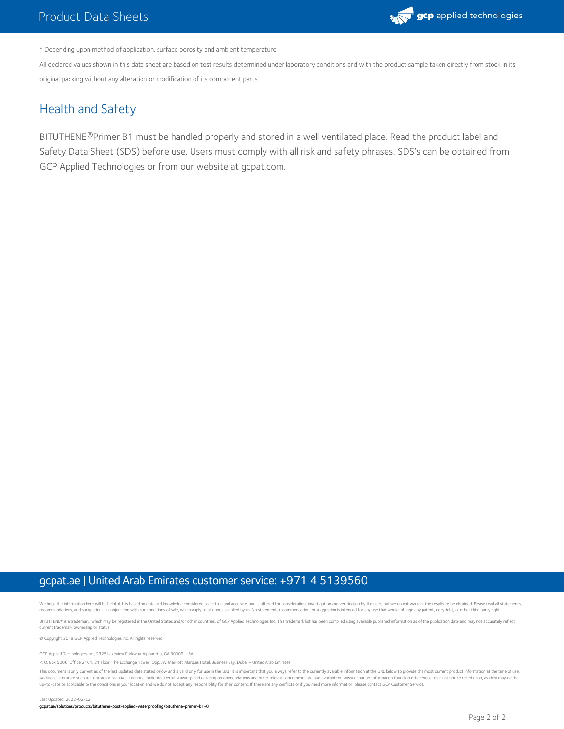* Depending upon method of application, surface porosity and ambient temperature

All declared values shown in this data sheet are based on test results determined under laboratory conditions and with the product sample taken directly from stock in its original packing without any alteration or modification of its component parts.

## Health and Safety

BITUTHENE®Primer B1 must be handled properly and stored in a well ventilated place. Read the product label and Safety Data Sheet (SDS) before use. Users must comply with all risk and safety phrases. SDS's can be obtained from GCP Applied Technologies or from our website at gcpat.com.

## gcpat.ae | United Arab Emirates customer service: +971 4 5139560

We hope the information here will be helpful. It is based on data and knowledge considered to be true and accurate, and is offered for consideration, investigation and verification by the user, but we do not warrant the results to be obtained. Please read all statements, recommendations, and suggestions in conjunction with our conditions of sale, which apply to all goods supplied by us. No statement, recommendation, or suggestion is intended for any use that would infringe any patent, copyright, or other third party right.

BITUTHENE® is a trademark, which may be registered in the United States and/or other countries, of GCP Applied Technologies Inc. This trademark list has been compiled using available published information as of the publication date and may not accurately reflect current trademark ownership or status.

© Copyright 2018 GCP Applied Technologies Inc. All rights reserved.

GCP Applied Technologies Inc., 2325 Lakeview Parkway, Alpharetta, GA 30009, USA

P. O. Box 5006, Office 2104, 21 Floor, The Exchange Tower, Opp. JW Marriott Marquis Hotel, Business Bay, Dubai – United Arab Emirates

This document is only current as of the last updated date stated below and is valid only for use in the UAE. It is important that you always refer to the currently available information at the URL below to provide the most current product information at the time of use. Additional literature such as Contractor Manuals, Technical Bulletins, Detail Drawings and detailing recommendations and other relevant documents are also available on www.gcpat.ae. Information found on other websites must not be relied upon, as they may not be up-to-date or applicable to the conditions in your location and we do not accept any responsibility for their content. If there are any conflicts or if you need more information, please contact GCP Customer Service.

Last Updated: 2022-02-02

gcpat.ae/solutions/products/bituthene-post-applied-waterproofing/bituthene-primer-b1-0